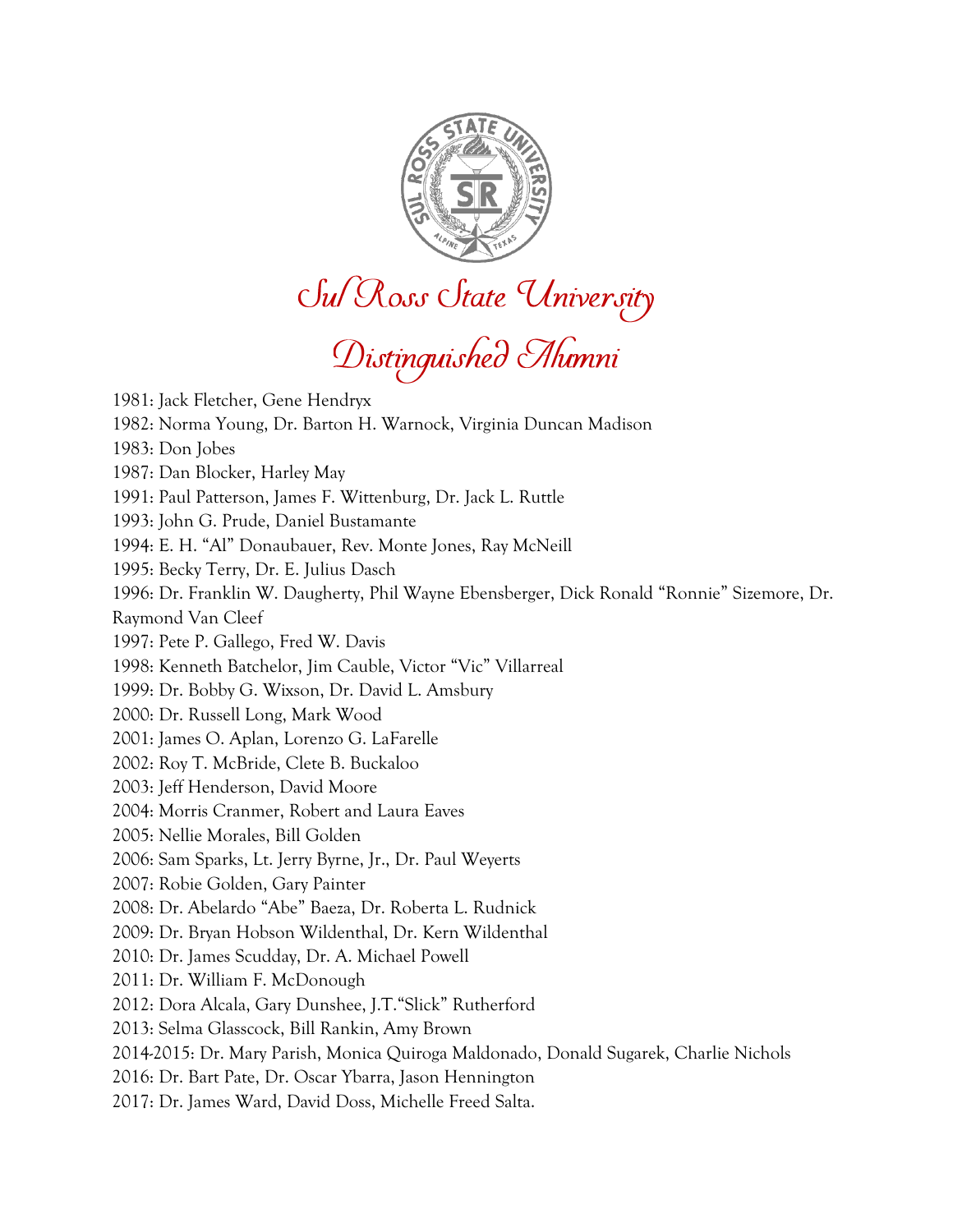# Sul Ross State University

## Distinguished Alumni

1981: Jack Fletcher, Gene Hendryx

1982: Norma Young, Dr. Barton H. Warnock, Virginia Duncan Madison

1983: Don Jobes

1987: Dan Blocker, Harley May

1991: Paul Patterson, James F. Wittenburg, Dr. Jack L. Ruttle

1993: John G. Prude, Daniel Bustamante

1994: E. H. "Al" Donaubauer, Rev. Monte Jones, Ray McNeill

1995: Becky Terry, Dr. E. Julius Dasch

1996: Dr. Franklin W. Daugherty, Phil Wayne Ebensberger, Dick Ronald "Ronnie" Sizemore, Dr. Raymond Van Cleef

1997: Pete P. Gallego, Fred W. Davis

1998: Kenneth Batchelor, Jim Cauble, Victor "Vic" Villarreal

1999: Dr. Bobby G. Wixson, Dr. David L. Amsbury

2000: Dr. Russell Long, Mark Wood

2001: James O. Aplan, Lorenzo G. LaFarelle

2002: Roy T. McBride, Clete B. Buckaloo

2003: Jeff Henderson, David Moore

2004: Morris Cranmer, Robert and Laura Eaves

2005: Nellie Morales, Bill Golden

2006: Sam Sparks, Lt. Jerry Byrne, Jr., Dr. Paul Weyerts

2007: Robie Golden, Gary Painter

2008: Dr. Abelardo "Abe" Baeza, Dr. Roberta L. Rudnick

2009: Dr. Bryan Hobson Wildenthal, Dr. Kern Wildenthal

2010: Dr. James Scudday, Dr. A. Michael Powell

2011: Dr. William F. McDonough

2012: Dora Alcala, Gary Dunshee, J.T."Slick" Rutherford

2013: Selma Glasscock, Bill Rankin, Amy Brown

2014-2015: Dr. Mary Parish, Monica Quiroga Maldonado, Donald Sugarek, Charlie Nichols

2016: Dr. Bart Pate, Dr. Oscar Ybarra, Jason Hennington

2017: Dr. James Ward, David Doss, Michelle Freed Salta.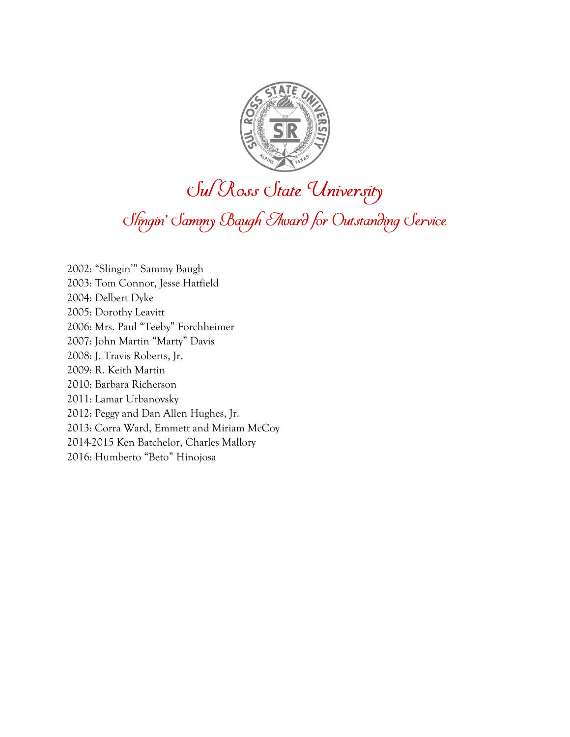# Sul Ross State University

## Slingin' Sammy Baugh Award for Outstanding Service

2002: "Slingin'" Sammy Baugh
2003: Tom Connor, Jesse Hatfield
2004: Delbert Dyke
2005: Dorothy Leavitt
2006: Mrs. Paul "Teeby" Forchheimer
2007: John Martin "Marty" Davis
2008: J. Travis Roberts, Jr.
2009: R. Keith Martin
2010: Barbara Richerson
2011: Lamar Urbanovsky
2012: Peggy and Dan Allen Hughes, Jr.
2013: Corra Ward, Emmett and Miriam McCoy
2014-2015 Ken Batchelor, Charles Mallory
2016: Humberto "Beto" Hinojosa